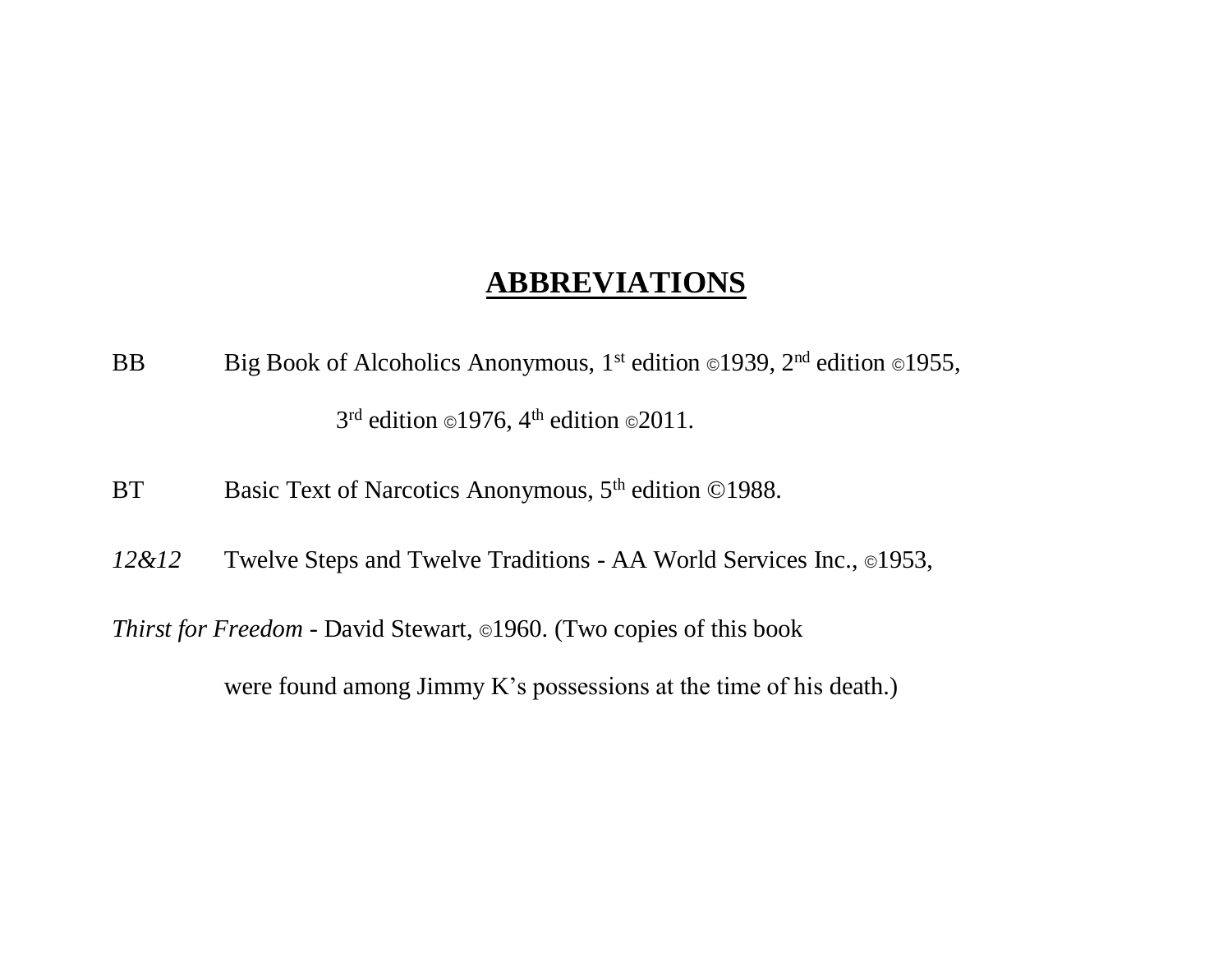## ABBREVIATIONS

BB Big Book of Alcoholics Anonymous, 1st edition ©1939, 2nd edition ©1955, 3rd edition ©1976, 4th edition ©2011.

BT Basic Text of Narcotics Anonymous, 5th edition ©1988.

*12&12* Twelve Steps and Twelve Traditions - AA World Services Inc., ©1953,

*Thirst for Freedom* - David Stewart, ©1960. (Two copies of this book were found among Jimmy K's possessions at the time of his death.)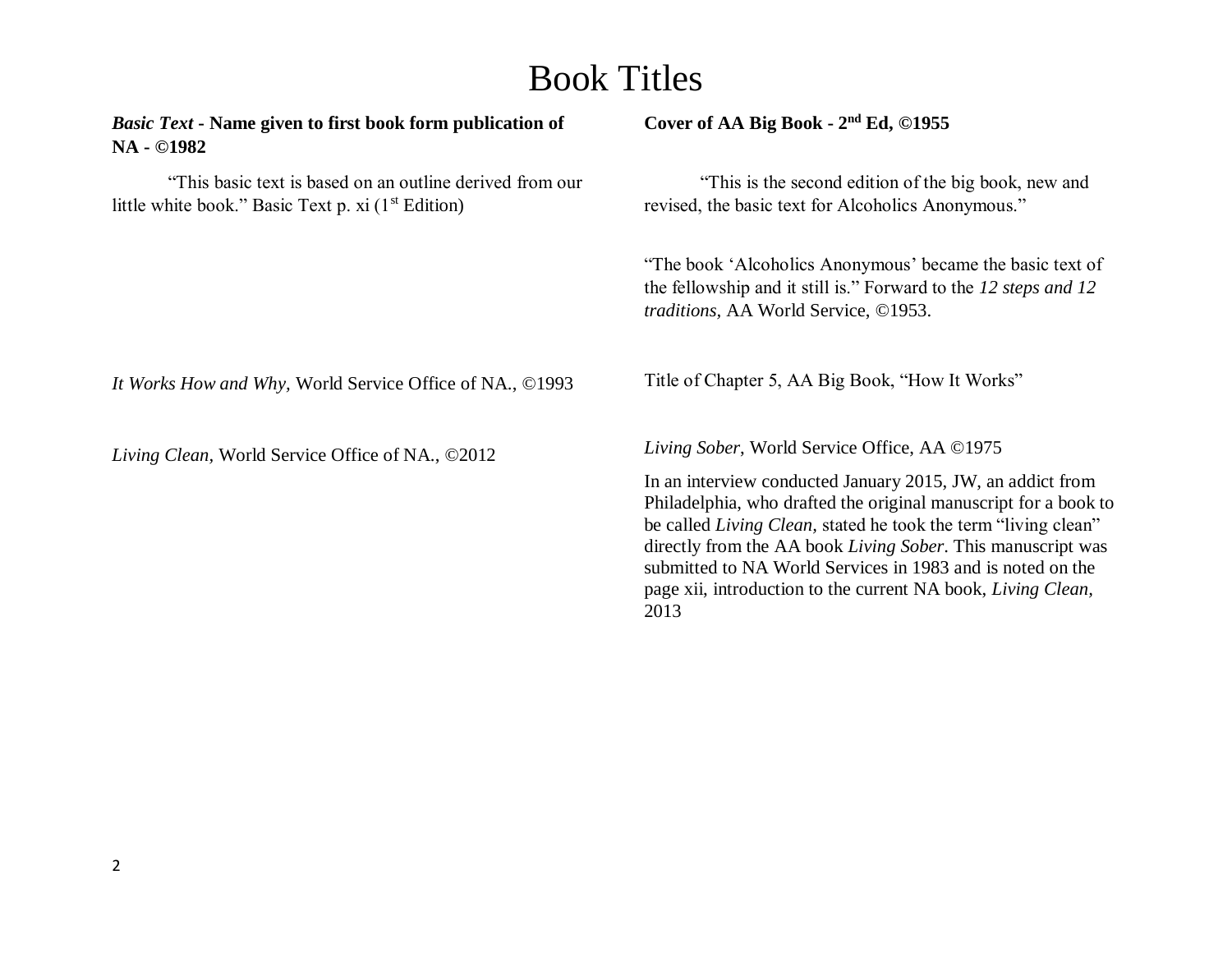# Book Titles

***Basic Text* - Name given to first book form publication of NA - ©1982**

“This basic text is based on an outline derived from our little white book.” Basic Text p. xi (1st Edition)

**Cover of AA Big Book - 2nd Ed, ©1955**

“This is the second edition of the big book, new and revised, the basic text for Alcoholics Anonymous.”

“The book ‘Alcoholics Anonymous’ became the basic text of the fellowship and it still is.” Forward to the *12 steps and 12 traditions,* AA World Service, ©1953.

*It Works How and Why,* World Service Office of NA., ©1993

Title of Chapter 5, AA Big Book, “How It Works”

*Living Clean,* World Service Office of NA., ©2012

*Living Sober*, World Service Office, AA ©1975

In an interview conducted January 2015, JW, an addict from Philadelphia, who drafted the original manuscript for a book to be called *Living Clean,* stated he took the term “living clean” directly from the AA book *Living Sober*. This manuscript was submitted to NA World Services in 1983 and is noted on the page xii, introduction to the current NA book, *Living Clean,* 2013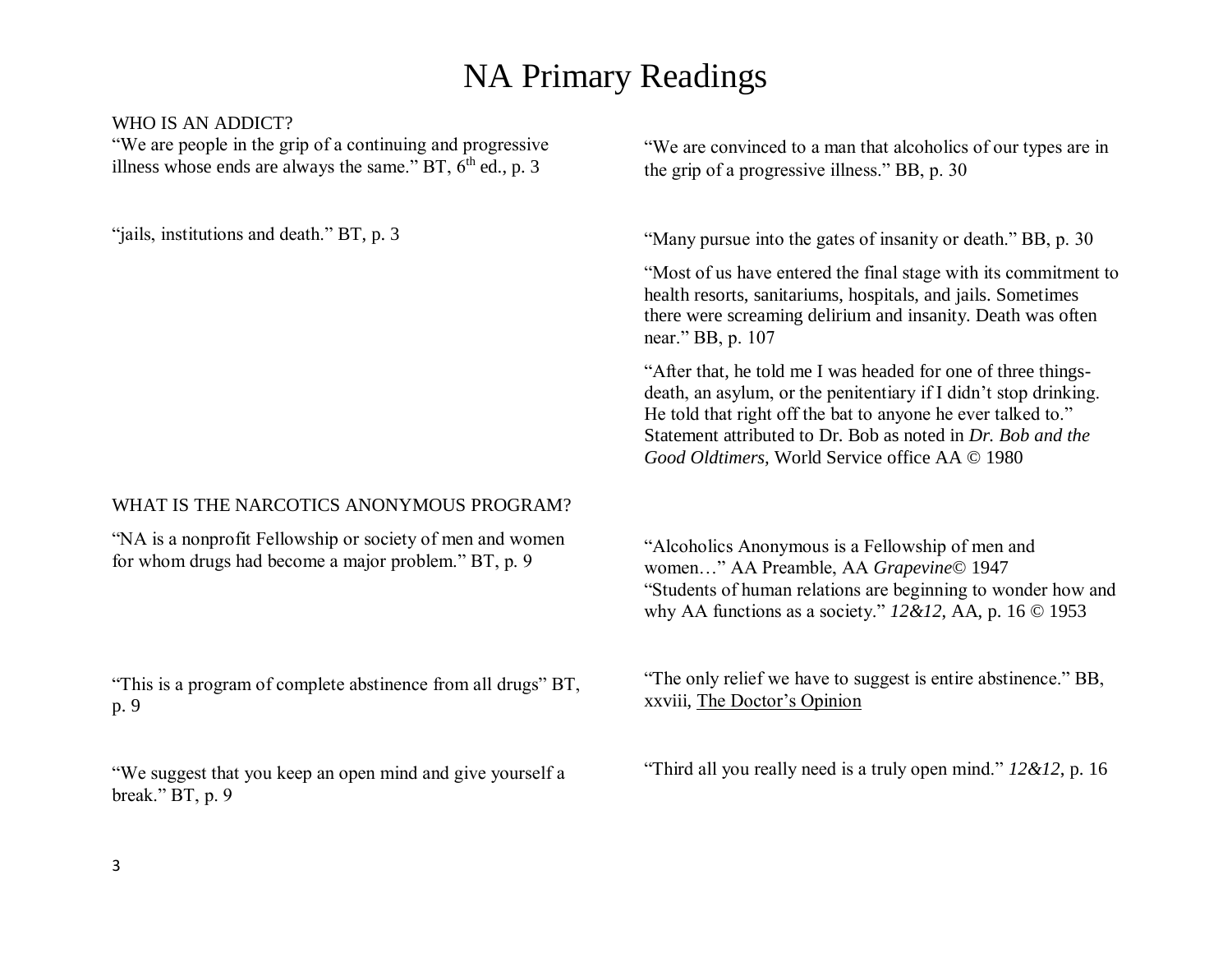# NA Primary Readings

WHO IS AN ADDICT?

"We are people in the grip of a continuing and progressive illness whose ends are always the same." BT, 6th ed., p. 3

"We are convinced to a man that alcoholics of our types are in the grip of a progressive illness." BB, p. 30

"jails, institutions and death." BT, p. 3

"Many pursue into the gates of insanity or death." BB, p. 30

"Most of us have entered the final stage with its commitment to health resorts, sanitariums, hospitals, and jails. Sometimes there were screaming delirium and insanity. Death was often near." BB, p. 107

"After that, he told me I was headed for one of three things-death, an asylum, or the penitentiary if I didn't stop drinking. He told that right off the bat to anyone he ever talked to." Statement attributed to Dr. Bob as noted in *Dr. Bob and the Good Oldtimers,* World Service office AA © 1980

WHAT IS THE NARCOTICS ANONYMOUS PROGRAM?

"NA is a nonprofit Fellowship or society of men and women for whom drugs had become a major problem." BT, p. 9

"Alcoholics Anonymous is a Fellowship of men and women…" AA Preamble, AA *Grapevine*© 1947
"Students of human relations are beginning to wonder how and why AA functions as a society." *12&12,* AA, p. 16 © 1953

"This is a program of complete abstinence from all drugs" BT, p. 9

"The only relief we have to suggest is entire abstinence." BB, xxviii, The Doctor's Opinion

"We suggest that you keep an open mind and give yourself a break." BT, p. 9

"Third all you really need is a truly open mind." *12&12*, p. 16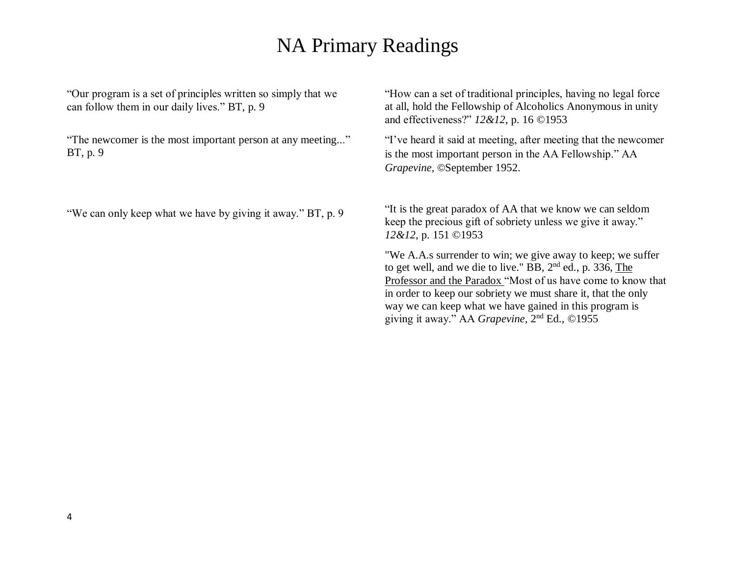# NA Primary Readings

| | |
|---|---|
| "Our program is a set of principles written so simply that we can follow them in our daily lives." BT, p. 9 | "How can a set of traditional principles, having no legal force at all, hold the Fellowship of Alcoholics Anonymous in unity and effectiveness?" *12&12*, p. 16 ©1953 |
| "The newcomer is the most important person at any meeting..." BT, p. 9 | "I've heard it said at meeting, after meeting that the newcomer is the most important person in the AA Fellowship." AA *Grapevine*, ©September 1952. |
| "We can only keep what we have by giving it away." BT, p. 9 | "It is the great paradox of AA that we know we can seldom keep the precious gift of sobriety unless we give it away." *12&12*, p. 151 ©1953<br><br>"We A.A.s surrender to win; we give away to keep; we suffer to get well, and we die to live." BB, 2nd ed., p. 336, The Professor and the Paradox "Most of us have come to know that in order to keep our sobriety we must share it, that the only way we can keep what we have gained in this program is giving it away." AA *Grapevine*, 2nd Ed., ©1955 |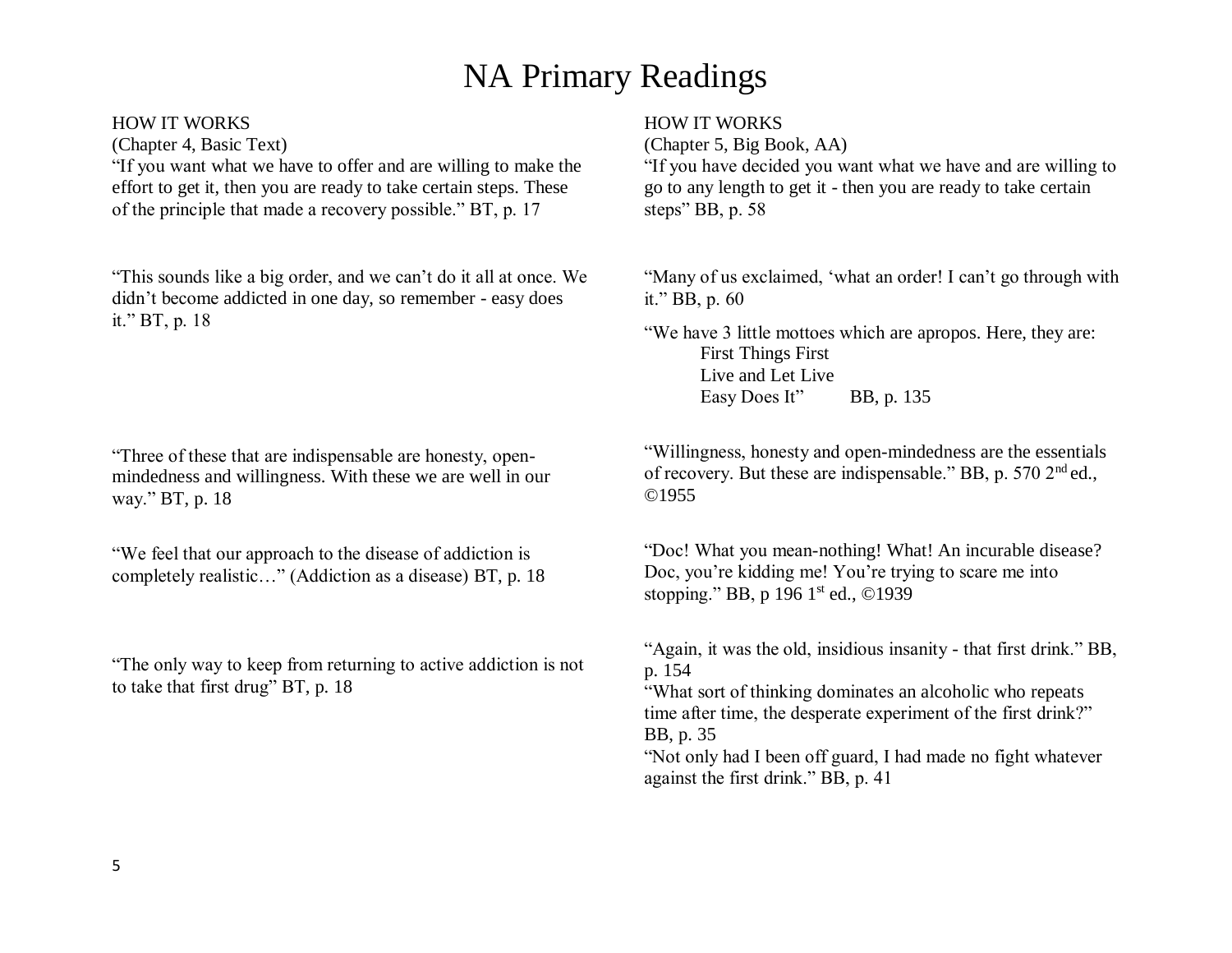# NA Primary Readings

HOW IT WORKS
(Chapter 4, Basic Text)
"If you want what we have to offer and are willing to make the effort to get it, then you are ready to take certain steps. These of the principle that made a recovery possible." BT, p. 17

"This sounds like a big order, and we can't do it all at once. We didn't become addicted in one day, so remember - easy does it." BT, p. 18

"Three of these that are indispensable are honesty, open-mindedness and willingness. With these we are well in our way." BT, p. 18

"We feel that our approach to the disease of addiction is completely realistic…" (Addiction as a disease) BT, p. 18

"The only way to keep from returning to active addiction is not to take that first drug" BT, p. 18

HOW IT WORKS
(Chapter 5, Big Book, AA)
"If you have decided you want what we have and are willing to go to any length to get it - then you are ready to take certain steps" BB, p. 58

"Many of us exclaimed, 'what an order! I can't go through with it." BB, p. 60

"We have 3 little mottoes which are apropos. Here, they are:
First Things First
Live and Let Live
Easy Does It" BB, p. 135

"Willingness, honesty and open-mindedness are the essentials of recovery. But these are indispensable." BB, p. 570 2nd ed., ©1955

"Doc! What you mean-nothing! What! An incurable disease? Doc, you're kidding me! You're trying to scare me into stopping." BB, p 196 1st ed., ©1939

"Again, it was the old, insidious insanity - that first drink." BB, p. 154
"What sort of thinking dominates an alcoholic who repeats time after time, the desperate experiment of the first drink?" BB, p. 35
"Not only had I been off guard, I had made no fight whatever against the first drink." BB, p. 41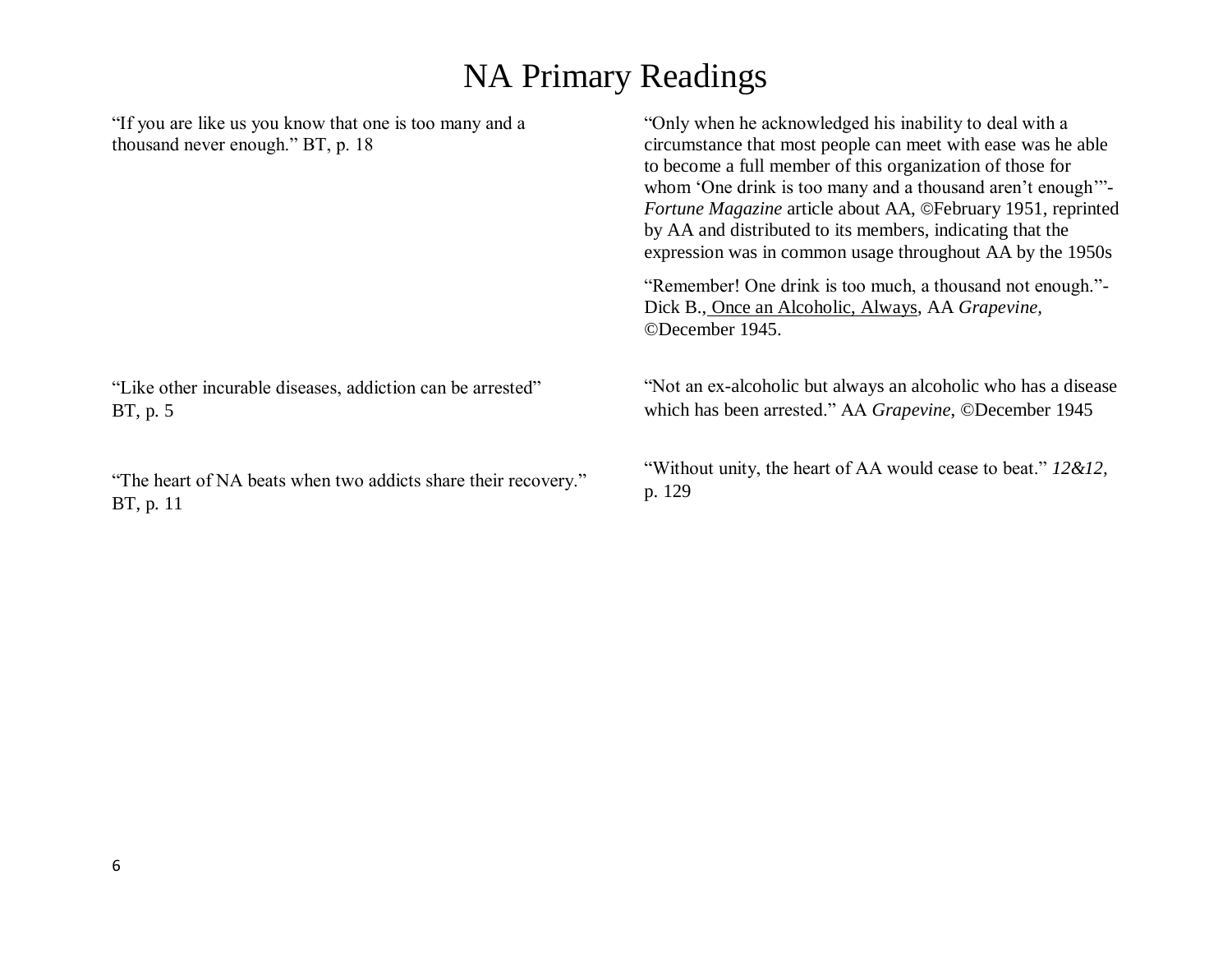# NA Primary Readings

| | |
|---|---|
| "If you are like us you know that one is too many and a thousand never enough." BT, p. 18 | "Only when he acknowledged his inability to deal with a circumstance that most people can meet with ease was he able to become a full member of this organization of those for whom 'One drink is too many and a thousand aren't enough'"- *Fortune Magazine* article about AA, ©February 1951, reprinted by AA and distributed to its members, indicating that the expression was in common usage throughout AA by the 1950s<br><br>"Remember! One drink is too much, a thousand not enough."- Dick B., Once an Alcoholic, Always, AA *Grapevine*, ©December 1945. |
| "Like other incurable diseases, addiction can be arrested" BT, p. 5 | "Not an ex-alcoholic but always an alcoholic who has a disease which has been arrested." AA *Grapevine*, ©December 1945 |
| "The heart of NA beats when two addicts share their recovery." BT, p. 11 | "Without unity, the heart of AA would cease to beat." *12&12*, p. 129 |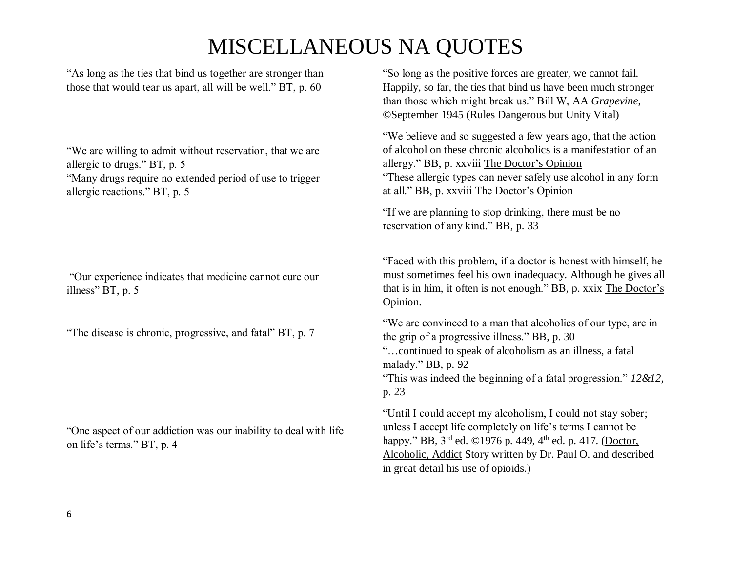# MISCELLANEOUS NA QUOTES

"As long as the ties that bind us together are stronger than those that would tear us apart, all will be well." BT, p. 60

"So long as the positive forces are greater, we cannot fail. Happily, so far, the ties that bind us have been much stronger than those which might break us." Bill W, AA *Grapevine*, ©September 1945 (Rules Dangerous but Unity Vital)

"We are willing to admit without reservation, that we are allergic to drugs." BT, p. 5
"Many drugs require no extended period of use to trigger allergic reactions." BT, p. 5

"We believe and so suggested a few years ago, that the action of alcohol on these chronic alcoholics is a manifestation of an allergy." BB, p. xxviii <u>The Doctor's Opinion</u>
"These allergic types can never safely use alcohol in any form at all." BB, p. xxviii <u>The Doctor's Opinion</u>

"If we are planning to stop drinking, there must be no reservation of any kind." BB, p. 33

"Our experience indicates that medicine cannot cure our illness" BT, p. 5

"Faced with this problem, if a doctor is honest with himself, he must sometimes feel his own inadequacy. Although he gives all that is in him, it often is not enough." BB, p. xxix <u>The Doctor's Opinion.</u>

"The disease is chronic, progressive, and fatal" BT, p. 7

"We are convinced to a man that alcoholics of our type, are in the grip of a progressive illness." BB, p. 30
"…continued to speak of alcoholism as an illness, a fatal malady." BB, p. 92
"This was indeed the beginning of a fatal progression." *12&12,* p. 23

"One aspect of our addiction was our inability to deal with life on life's terms." BT, p. 4

"Until I could accept my alcoholism, I could not stay sober; unless I accept life completely on life's terms I cannot be happy." BB, 3rd ed. ©1976 p. 449, 4th ed. p. 417. (<u>Doctor, Alcoholic, Addict</u> Story written by Dr. Paul O. and described in great detail his use of opioids.)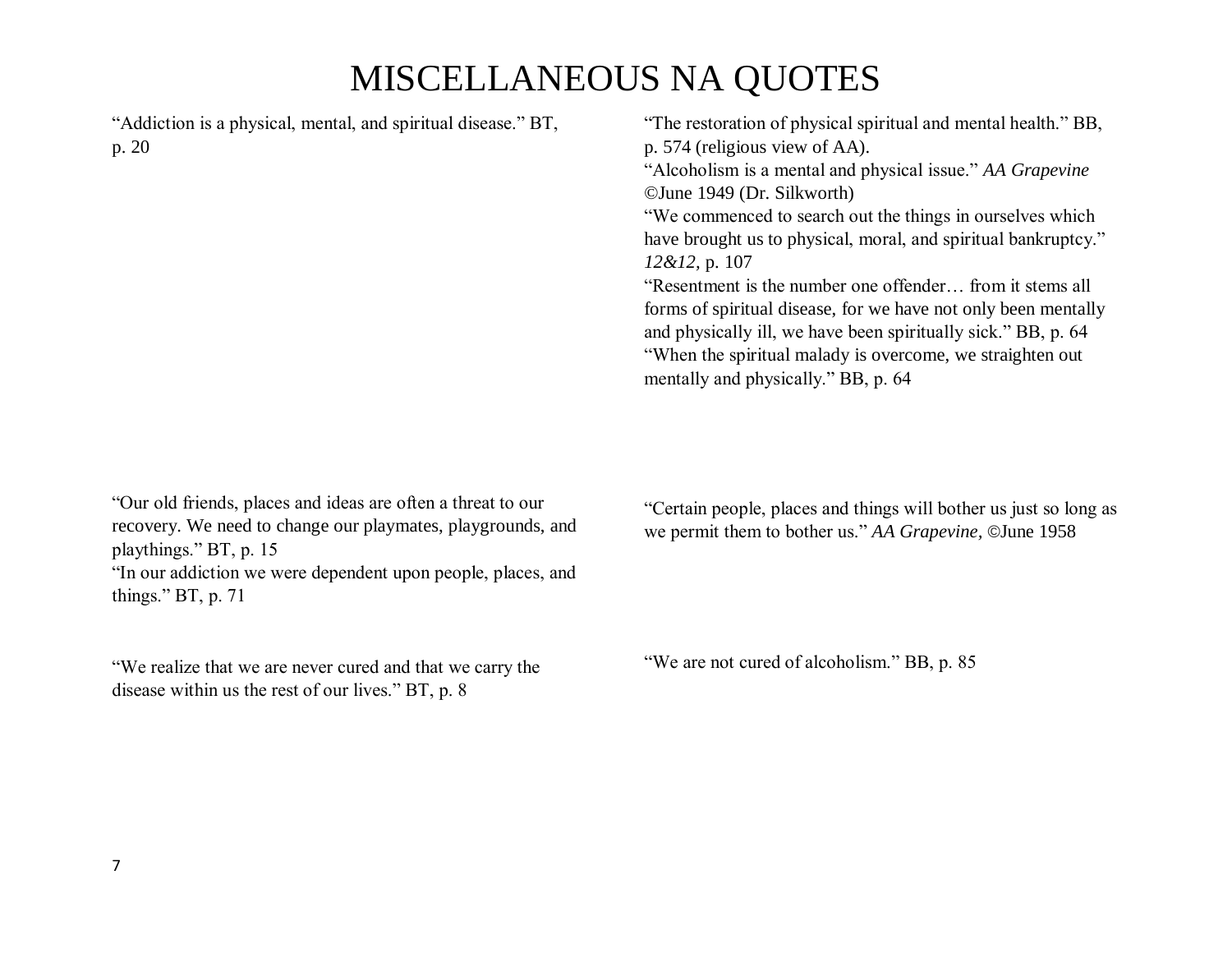# MISCELLANEOUS NA QUOTES

"Addiction is a physical, mental, and spiritual disease." BT, p. 20

"The restoration of physical spiritual and mental health." BB, p. 574 (religious view of AA).
"Alcoholism is a mental and physical issue." *AA Grapevine* ©June 1949 (Dr. Silkworth)
"We commenced to search out the things in ourselves which have brought us to physical, moral, and spiritual bankruptcy." *12&12,* p. 107
"Resentment is the number one offender… from it stems all forms of spiritual disease, for we have not only been mentally and physically ill, we have been spiritually sick." BB, p. 64
"When the spiritual malady is overcome, we straighten out mentally and physically." BB, p. 64

"Our old friends, places and ideas are often a threat to our recovery. We need to change our playmates, playgrounds, and playthings." BT, p. 15
"In our addiction we were dependent upon people, places, and things." BT, p. 71

"Certain people, places and things will bother us just so long as we permit them to bother us." *AA Grapevine,* ©June 1958

"We realize that we are never cured and that we carry the disease within us the rest of our lives." BT, p. 8

"We are not cured of alcoholism." BB, p. 85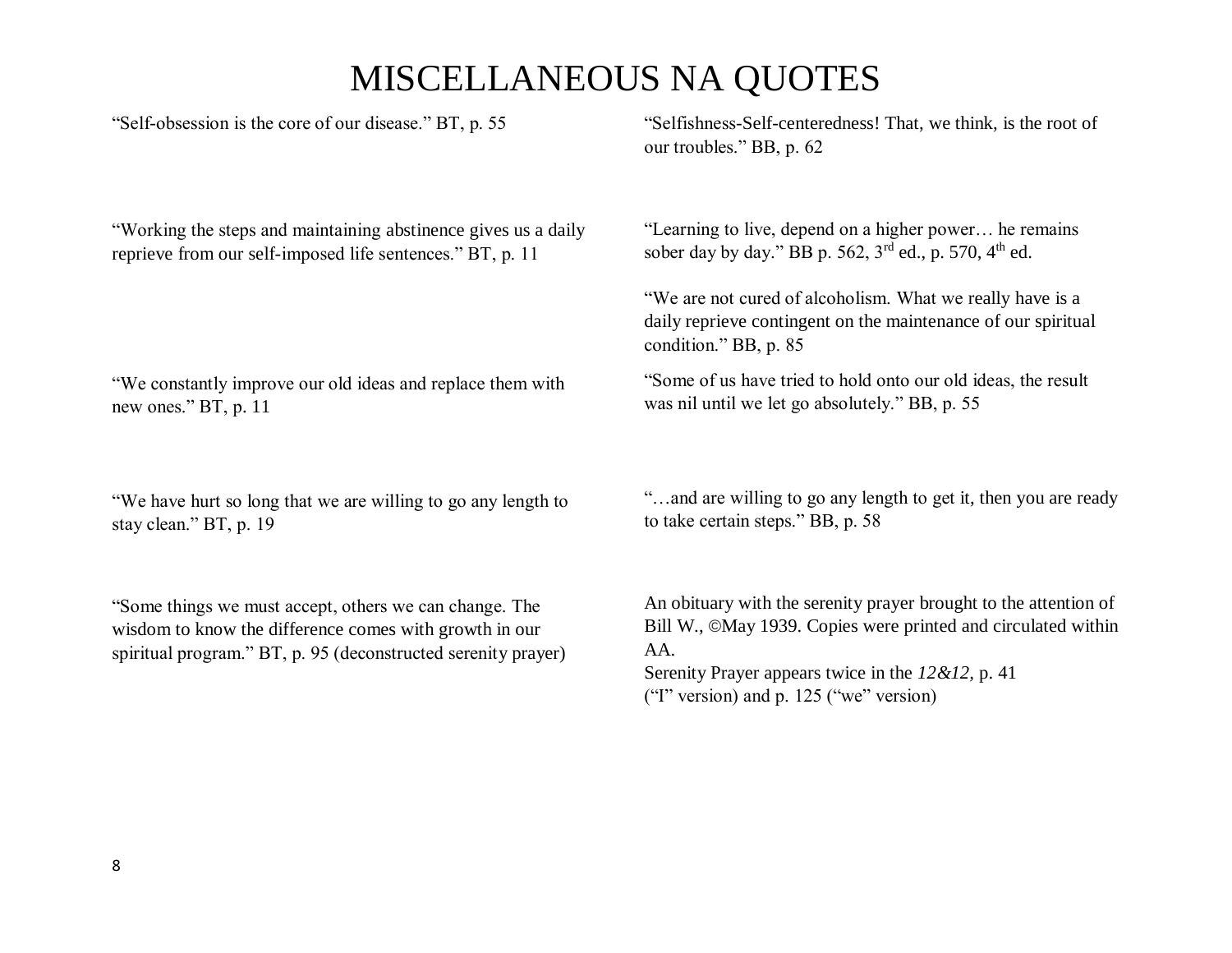# MISCELLANEOUS NA QUOTES

| | |
|---|---|
| "Self-obsession is the core of our disease." BT, p. 55 | "Selfishness-Self-centeredness! That, we think, is the root of our troubles." BB, p. 62 |
| "Working the steps and maintaining abstinence gives us a daily reprieve from our self-imposed life sentences." BT, p. 11 | "Learning to live, depend on a higher power… he remains sober day by day." BB p. 562, 3rd ed., p. 570, 4th ed.<br><br>"We are not cured of alcoholism. What we really have is a daily reprieve contingent on the maintenance of our spiritual condition." BB, p. 85 |
| "We constantly improve our old ideas and replace them with new ones." BT, p. 11 | "Some of us have tried to hold onto our old ideas, the result was nil until we let go absolutely." BB, p. 55 |
| "We have hurt so long that we are willing to go any length to stay clean." BT, p. 19 | "…and are willing to go any length to get it, then you are ready to take certain steps." BB, p. 58 |
| "Some things we must accept, others we can change. The wisdom to know the difference comes with growth in our spiritual program." BT, p. 95 (deconstructed serenity prayer) | An obituary with the serenity prayer brought to the attention of Bill W., ©May 1939. Copies were printed and circulated within AA.<br>Serenity Prayer appears twice in the *12&12,* p. 41 ("I" version) and p. 125 ("we" version) |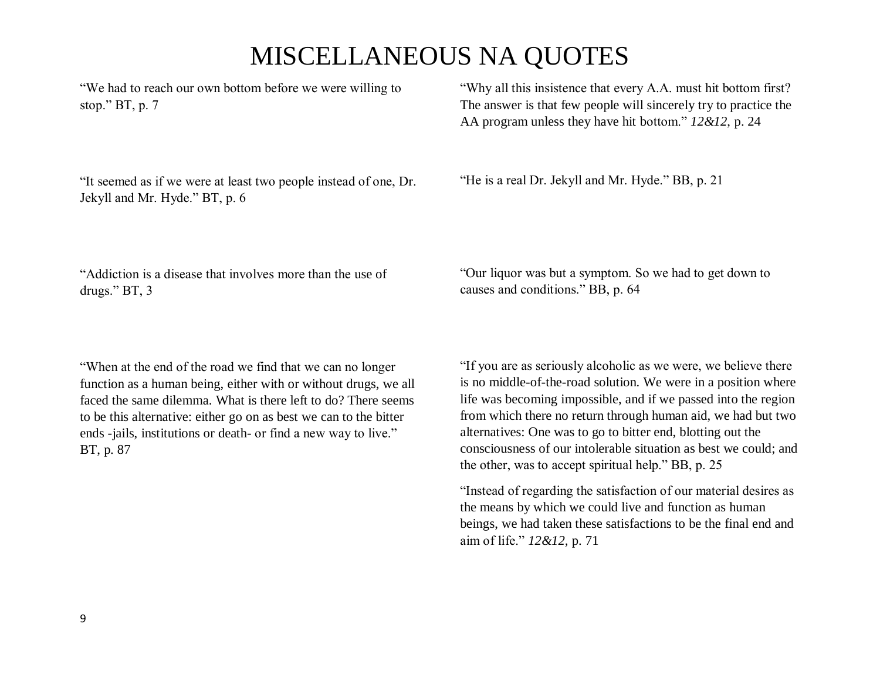# MISCELLANEOUS NA QUOTES

"We had to reach our own bottom before we were willing to stop." BT, p. 7

"Why all this insistence that every A.A. must hit bottom first? The answer is that few people will sincerely try to practice the AA program unless they have hit bottom." *12&12*, p. 24

"It seemed as if we were at least two people instead of one, Dr. Jekyll and Mr. Hyde." BT, p. 6

"He is a real Dr. Jekyll and Mr. Hyde." BB, p. 21

"Addiction is a disease that involves more than the use of drugs." BT, 3

"Our liquor was but a symptom. So we had to get down to causes and conditions." BB, p. 64

"When at the end of the road we find that we can no longer function as a human being, either with or without drugs, we all faced the same dilemma. What is there left to do? There seems to be this alternative: either go on as best we can to the bitter ends -jails, institutions or death- or find a new way to live." BT, p. 87

"If you are as seriously alcoholic as we were, we believe there is no middle-of-the-road solution. We were in a position where life was becoming impossible, and if we passed into the region from which there no return through human aid, we had but two alternatives: One was to go to bitter end, blotting out the consciousness of our intolerable situation as best we could; and the other, was to accept spiritual help." BB, p. 25

"Instead of regarding the satisfaction of our material desires as the means by which we could live and function as human beings, we had taken these satisfactions to be the final end and aim of life." *12&12*, p. 71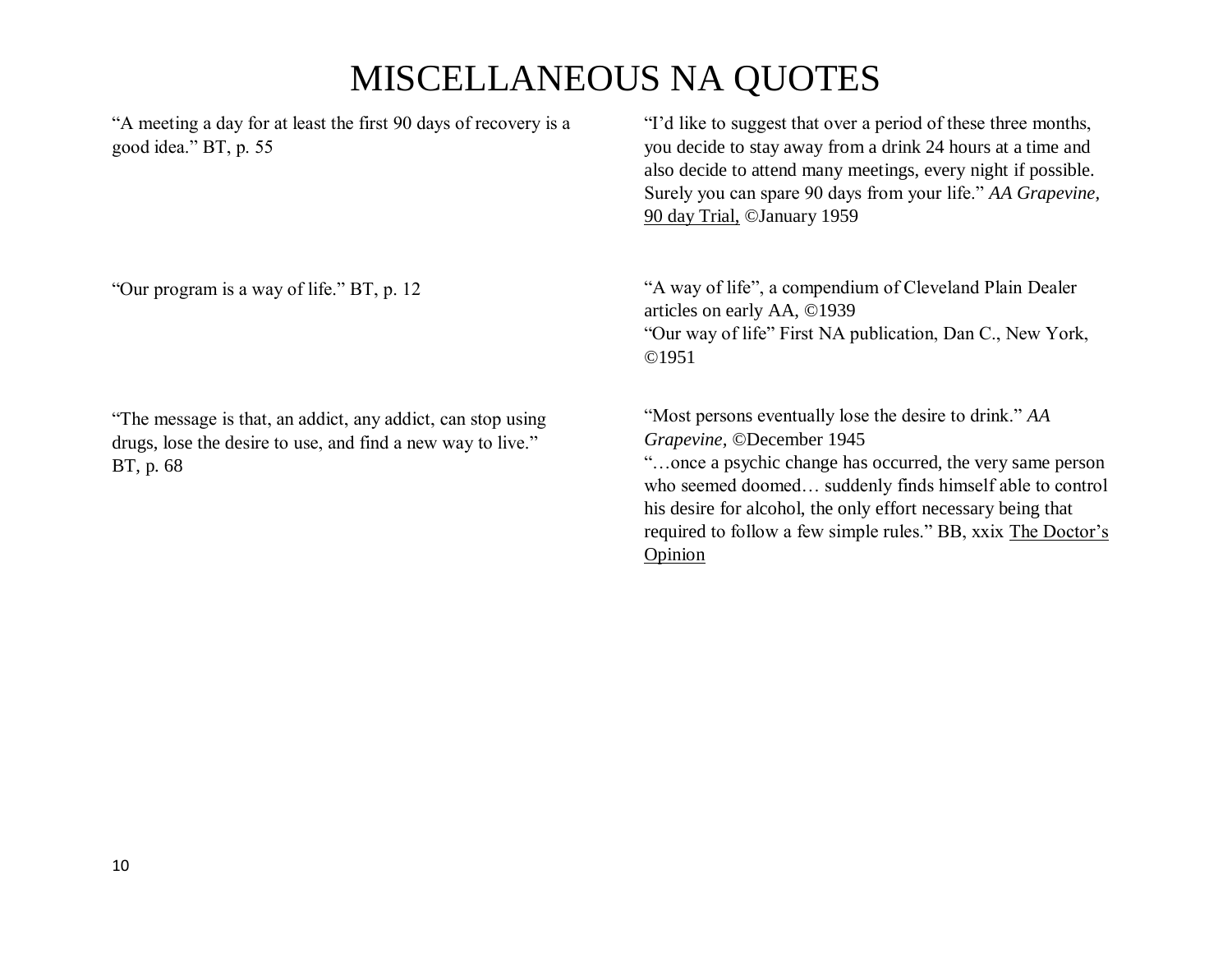# MISCELLANEOUS NA QUOTES

"A meeting a day for at least the first 90 days of recovery is a good idea." BT, p. 55

"I'd like to suggest that over a period of these three months, you decide to stay away from a drink 24 hours at a time and also decide to attend many meetings, every night if possible. Surely you can spare 90 days from your life." *AA Grapevine,* <u>90 day Trial,</u> ©January 1959

"Our program is a way of life." BT, p. 12

"A way of life", a compendium of Cleveland Plain Dealer articles on early AA, ©1939
"Our way of life" First NA publication, Dan C., New York, ©1951

"The message is that, an addict, any addict, can stop using drugs, lose the desire to use, and find a new way to live." BT, p. 68

"Most persons eventually lose the desire to drink." *AA Grapevine,* ©December 1945
"…once a psychic change has occurred, the very same person who seemed doomed… suddenly finds himself able to control his desire for alcohol, the only effort necessary being that required to follow a few simple rules." BB, xxix <u>The Doctor's Opinion</u>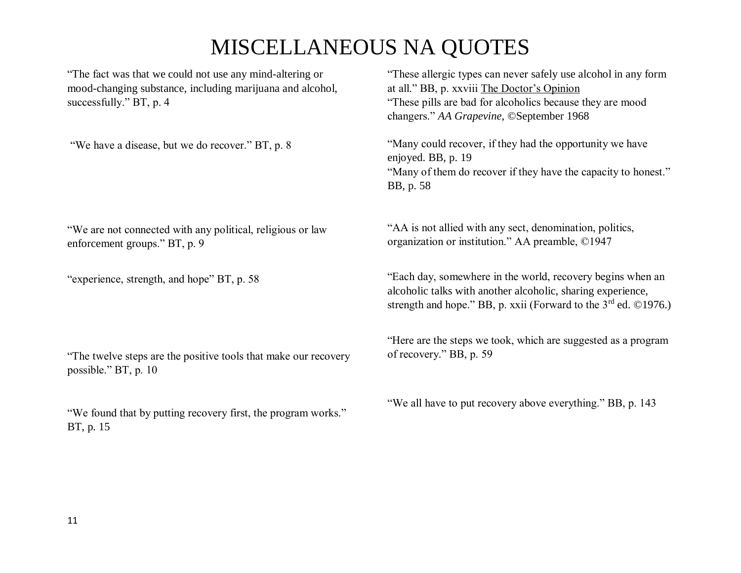# MISCELLANEOUS NA QUOTES

| | |
|---|---|
| "The fact was that we could not use any mind-altering or mood-changing substance, including marijuana and alcohol, successfully." BT, p. 4 | "These allergic types can never safely use alcohol in any form at all." BB, p. xxviii <u>The Doctor's Opinion</u><br>"These pills are bad for alcoholics because they are mood changers." *AA Grapevine,* ©September 1968 |
| "We have a disease, but we do recover." BT, p. 8 | "Many could recover, if they had the opportunity we have enjoyed. BB, p. 19<br>"Many of them do recover if they have the capacity to honest." BB, p. 58 |
| "We are not connected with any political, religious or law enforcement groups." BT, p. 9 | "AA is not allied with any sect, denomination, politics, organization or institution." AA preamble, ©1947 |
| "experience, strength, and hope" BT, p. 58 | "Each day, somewhere in the world, recovery begins when an alcoholic talks with another alcoholic, sharing experience, strength and hope." BB, p. xxii (Forward to the 3rd ed. ©1976.) |
| "The twelve steps are the positive tools that make our recovery possible." BT, p. 10 | "Here are the steps we took, which are suggested as a program of recovery." BB, p. 59 |
| "We found that by putting recovery first, the program works." BT, p. 15 | "We all have to put recovery above everything." BB, p. 143 |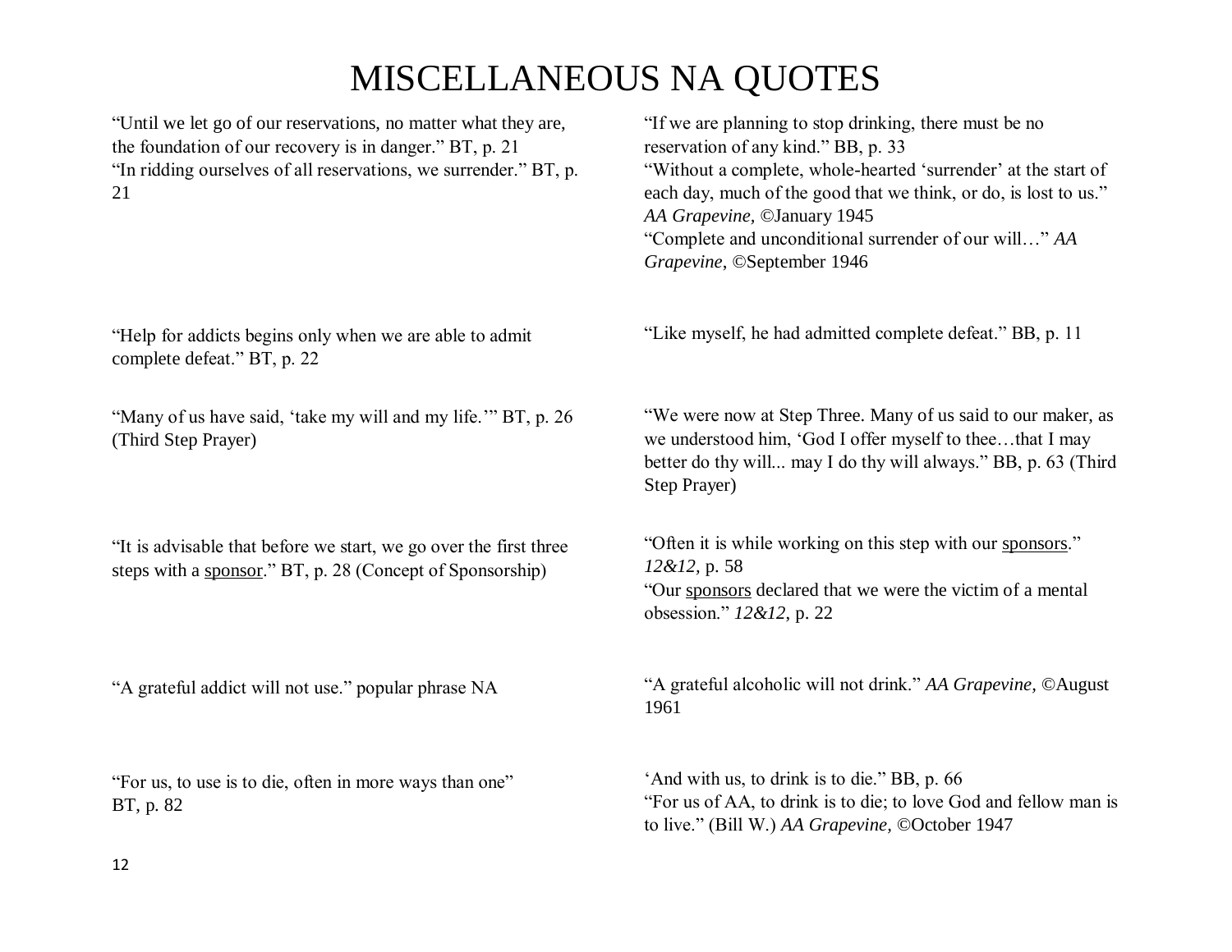# MISCELLANEOUS NA QUOTES

| | |
|---|---|
| "Until we let go of our reservations, no matter what they are, the foundation of our recovery is in danger." BT, p. 21<br>"In ridding ourselves of all reservations, we surrender." BT, p. 21 | "If we are planning to stop drinking, there must be no reservation of any kind." BB, p. 33<br>"Without a complete, whole-hearted 'surrender' at the start of each day, much of the good that we think, or do, is lost to us." *AA Grapevine,* ©January 1945<br>"Complete and unconditional surrender of our will…" *AA Grapevine,* ©September 1946 |
| "Help for addicts begins only when we are able to admit complete defeat." BT, p. 22 | "Like myself, he had admitted complete defeat." BB, p. 11 |
| "Many of us have said, 'take my will and my life.'" BT, p. 26 (Third Step Prayer) | "We were now at Step Three. Many of us said to our maker, as we understood him, 'God I offer myself to thee…that I may better do thy will... may I do thy will always." BB, p. 63 (Third Step Prayer) |
| "It is advisable that before we start, we go over the first three steps with a <u>sponsor</u>." BT, p. 28 (Concept of Sponsorship) | "Often it is while working on this step with our <u>sponsors</u>." *12&12,* p. 58<br>"Our <u>sponsors</u> declared that we were the victim of a mental obsession." *12&12,* p. 22 |
| "A grateful addict will not use." popular phrase NA | "A grateful alcoholic will not drink." *AA Grapevine,* ©August 1961 |
| "For us, to use is to die, often in more ways than one" BT, p. 82 | 'And with us, to drink is to die." BB, p. 66<br>"For us of AA, to drink is to die; to love God and fellow man is to live." (Bill W.) *AA Grapevine,* ©October 1947 |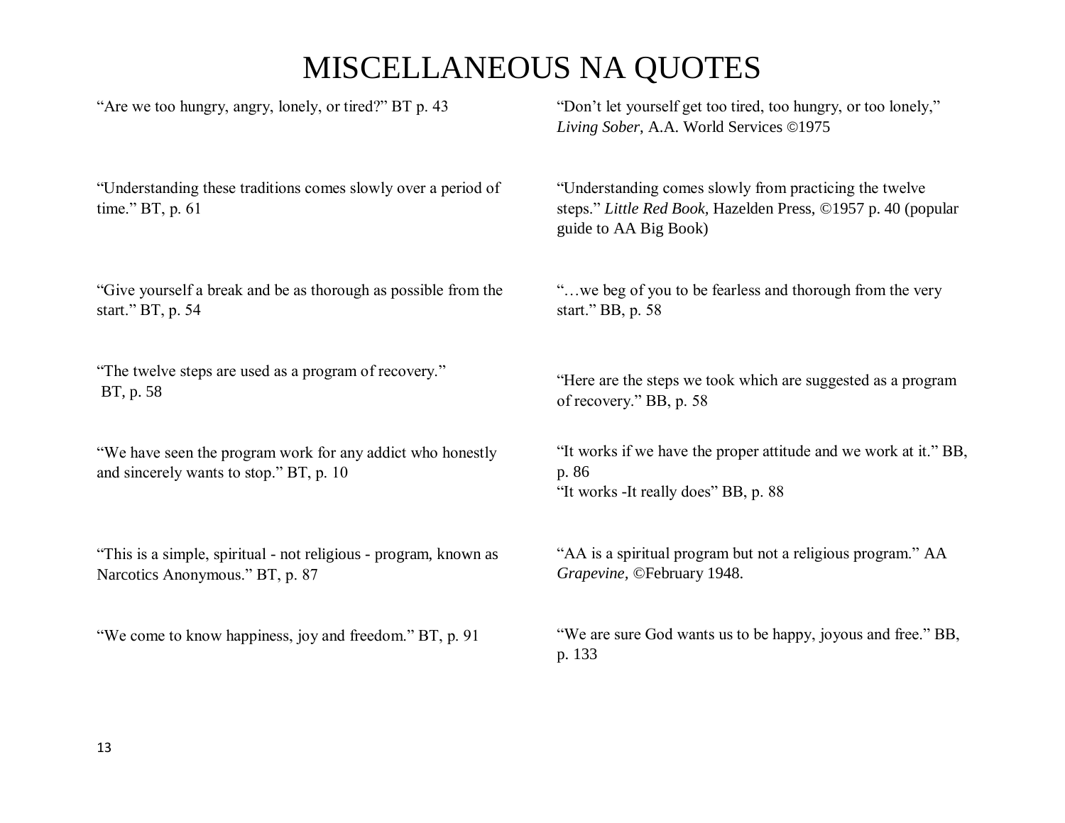# MISCELLANEOUS NA QUOTES

| | |
|---|---|
| "Are we too hungry, angry, lonely, or tired?" BT p. 43 | "Don't let yourself get too tired, too hungry, or too lonely," *Living Sober*, A.A. World Services ©1975 |
| "Understanding these traditions comes slowly over a period of time." BT, p. 61 | "Understanding comes slowly from practicing the twelve steps." *Little Red Book,* Hazelden Press, ©1957 p. 40 (popular guide to AA Big Book) |
| "Give yourself a break and be as thorough as possible from the start." BT, p. 54 | "…we beg of you to be fearless and thorough from the very start." BB, p. 58 |
| "The twelve steps are used as a program of recovery." BT, p. 58 | "Here are the steps we took which are suggested as a program of recovery." BB, p. 58 |
| "We have seen the program work for any addict who honestly and sincerely wants to stop." BT, p. 10 | "It works if we have the proper attitude and we work at it." BB, p. 86<br>"It works -It really does" BB, p. 88 |
| "This is a simple, spiritual - not religious - program, known as Narcotics Anonymous." BT, p. 87 | "AA is a spiritual program but not a religious program." AA *Grapevine,* ©February 1948. |
| "We come to know happiness, joy and freedom." BT, p. 91 | "We are sure God wants us to be happy, joyous and free." BB, p. 133 |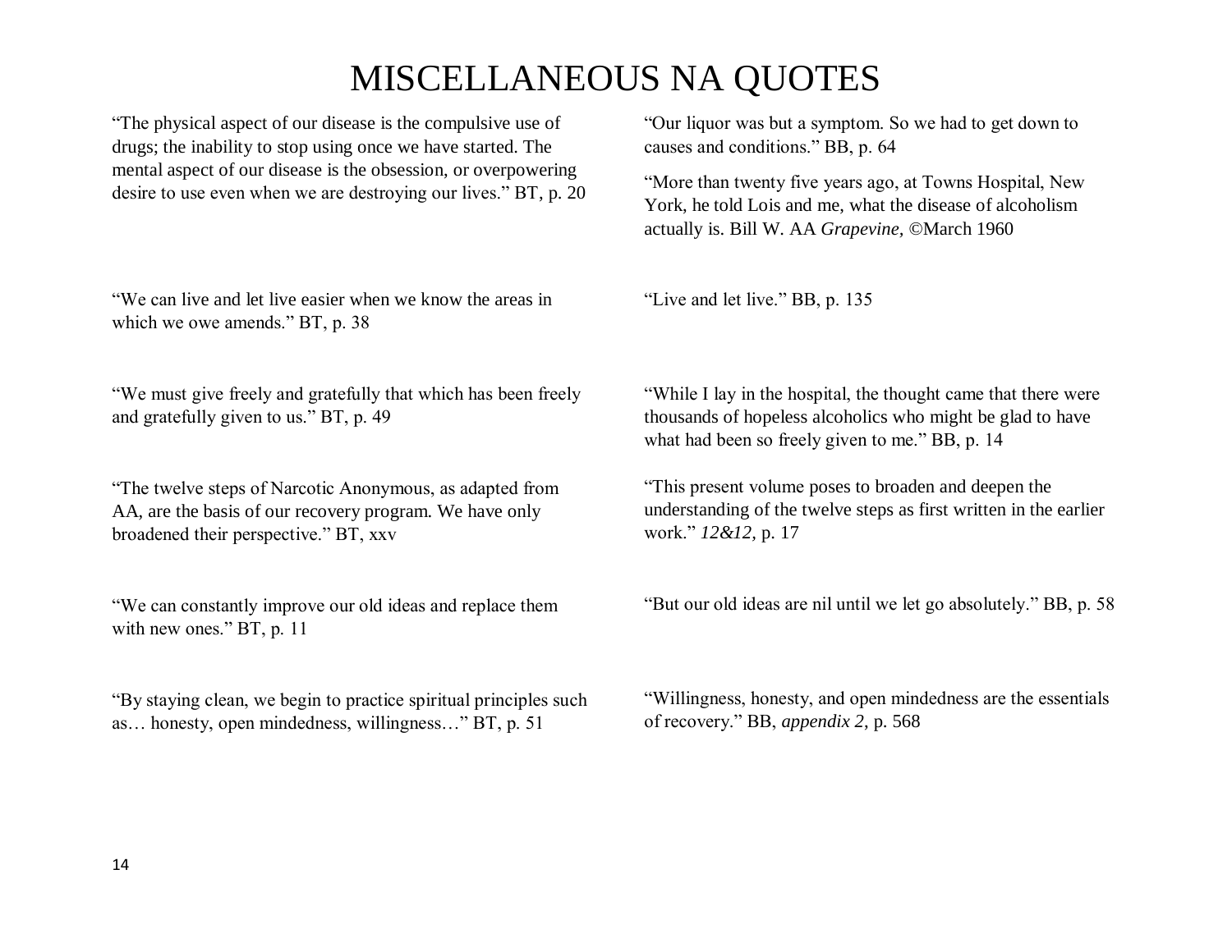# MISCELLANEOUS NA QUOTES

"The physical aspect of our disease is the compulsive use of drugs; the inability to stop using once we have started. The mental aspect of our disease is the obsession, or overpowering desire to use even when we are destroying our lives." BT, p. 20

"Our liquor was but a symptom. So we had to get down to causes and conditions." BB, p. 64

"More than twenty five years ago, at Towns Hospital, New York, he told Lois and me, what the disease of alcoholism actually is. Bill W. AA *Grapevine,* ©March 1960

"We can live and let live easier when we know the areas in which we owe amends." BT, p. 38

"Live and let live." BB, p. 135

"We must give freely and gratefully that which has been freely and gratefully given to us." BT, p. 49

"While I lay in the hospital, the thought came that there were thousands of hopeless alcoholics who might be glad to have what had been so freely given to me." BB, p. 14

"The twelve steps of Narcotic Anonymous, as adapted from AA, are the basis of our recovery program. We have only broadened their perspective." BT, xxv

"This present volume poses to broaden and deepen the understanding of the twelve steps as first written in the earlier work." *12&12*, p. 17

"We can constantly improve our old ideas and replace them with new ones." BT, p. 11

"But our old ideas are nil until we let go absolutely." BB, p. 58

"By staying clean, we begin to practice spiritual principles such as… honesty, open mindedness, willingness…" BT, p. 51

"Willingness, honesty, and open mindedness are the essentials of recovery." BB, *appendix 2,* p. 568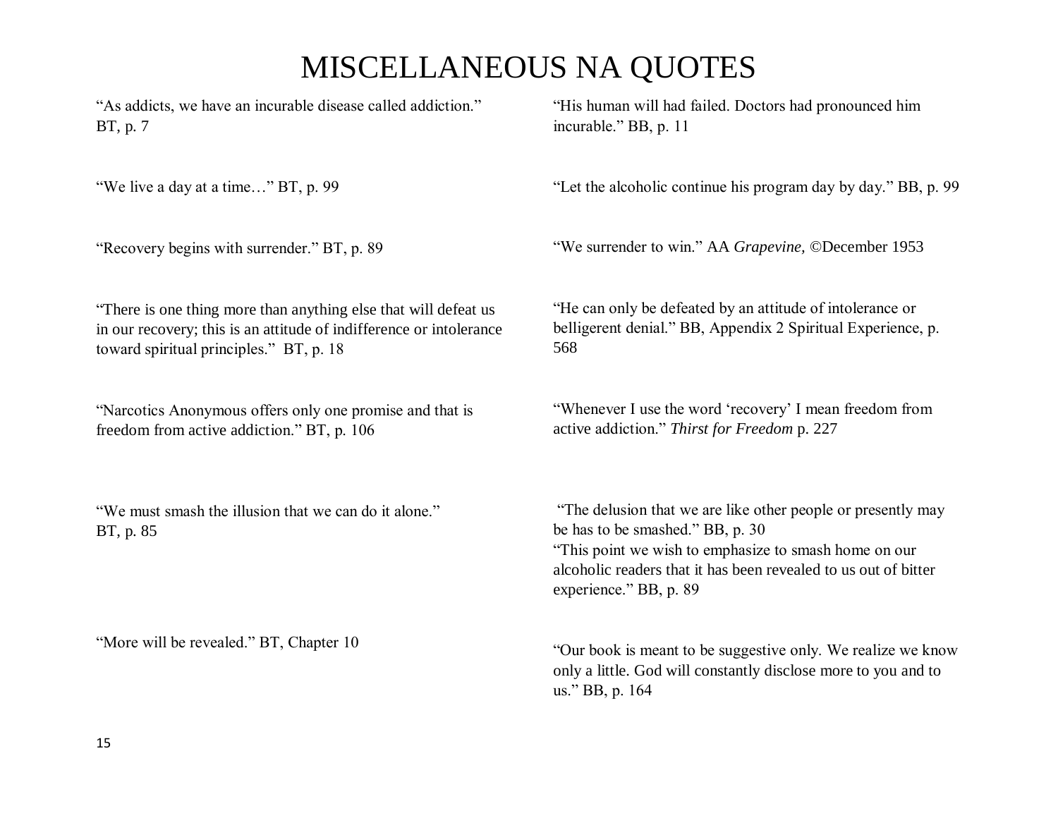# MISCELLANEOUS NA QUOTES

| | |
|---|---|
| "As addicts, we have an incurable disease called addiction." BT, p. 7 | "His human will had failed. Doctors had pronounced him incurable." BB, p. 11 |
| "We live a day at a time…" BT, p. 99 | "Let the alcoholic continue his program day by day." BB, p. 99 |
| "Recovery begins with surrender." BT, p. 89 | "We surrender to win." AA *Grapevine,* ©December 1953 |
| "There is one thing more than anything else that will defeat us in our recovery; this is an attitude of indifference or intolerance toward spiritual principles." BT, p. 18 | "He can only be defeated by an attitude of intolerance or belligerent denial." BB, Appendix 2 Spiritual Experience, p. 568 |
| "Narcotics Anonymous offers only one promise and that is freedom from active addiction." BT, p. 106 | "Whenever I use the word 'recovery' I mean freedom from active addiction." *Thirst for Freedom* p. 227 |
| "We must smash the illusion that we can do it alone." BT, p. 85 | "The delusion that we are like other people or presently may be has to be smashed." BB, p. 30<br>"This point we wish to emphasize to smash home on our alcoholic readers that it has been revealed to us out of bitter experience." BB, p. 89 |
| "More will be revealed." BT, Chapter 10 | "Our book is meant to be suggestive only. We realize we know only a little. God will constantly disclose more to you and to us." BB, p. 164 |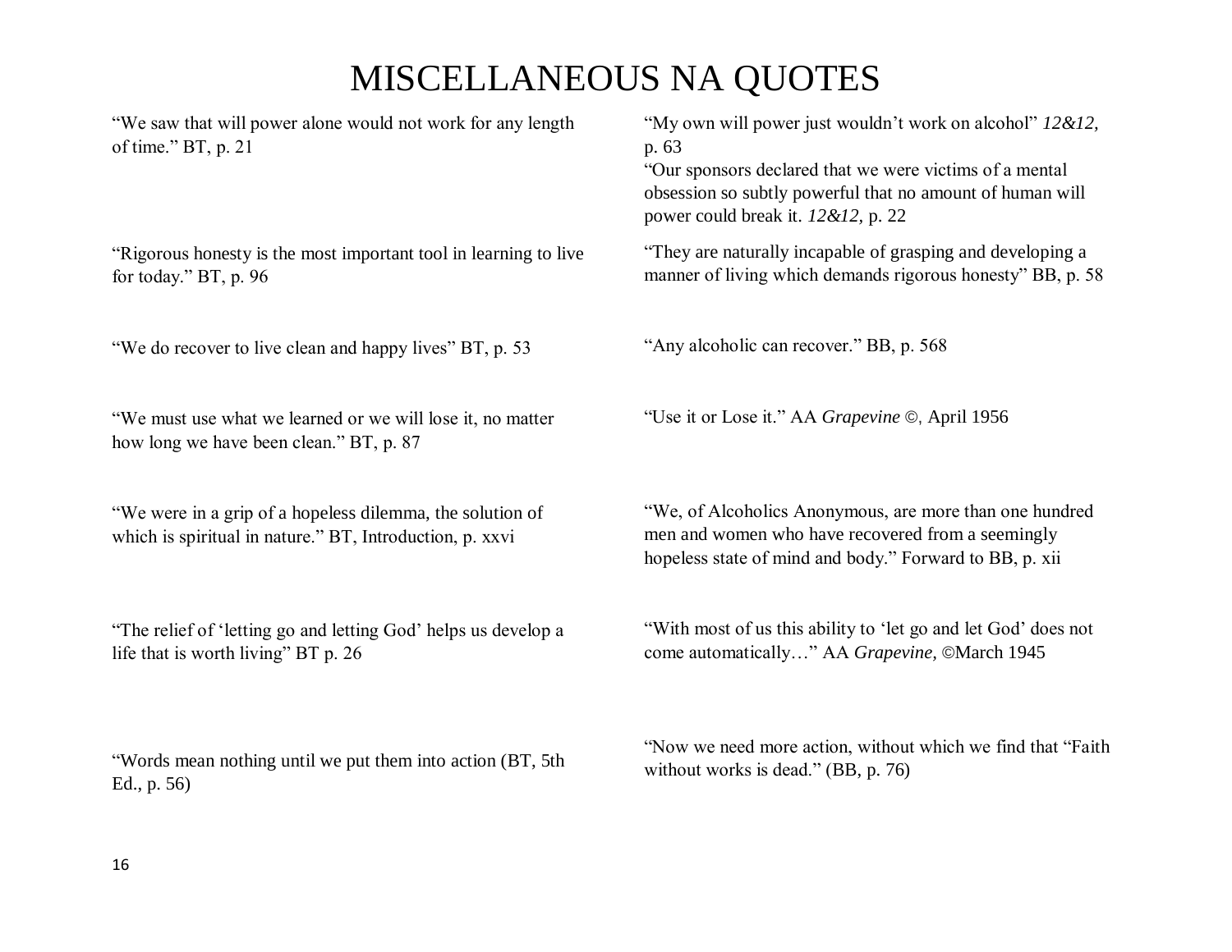# MISCELLANEOUS NA QUOTES

| | |
|---|---|
| "We saw that will power alone would not work for any length of time." BT, p. 21 | "My own will power just wouldn't work on alcohol" *12&12,* p. 63<br>"Our sponsors declared that we were victims of a mental obsession so subtly powerful that no amount of human will power could break it. *12&12,* p. 22 |
| "Rigorous honesty is the most important tool in learning to live for today." BT, p. 96 | "They are naturally incapable of grasping and developing a manner of living which demands rigorous honesty" BB, p. 58 |
| "We do recover to live clean and happy lives" BT, p. 53 | "Any alcoholic can recover." BB, p. 568 |
| "We must use what we learned or we will lose it, no matter how long we have been clean." BT, p. 87 | "Use it or Lose it." AA *Grapevine* ©, April 1956 |
| "We were in a grip of a hopeless dilemma, the solution of which is spiritual in nature." BT, Introduction, p. xxvi | "We, of Alcoholics Anonymous, are more than one hundred men and women who have recovered from a seemingly hopeless state of mind and body." Forward to BB, p. xii |
| "The relief of 'letting go and letting God' helps us develop a life that is worth living" BT p. 26 | "With most of us this ability to 'let go and let God' does not come automatically…" AA *Grapevine,* ©March 1945 |
| "Words mean nothing until we put them into action (BT, 5th Ed., p. 56) | "Now we need more action, without which we find that "Faith without works is dead." (BB, p. 76) |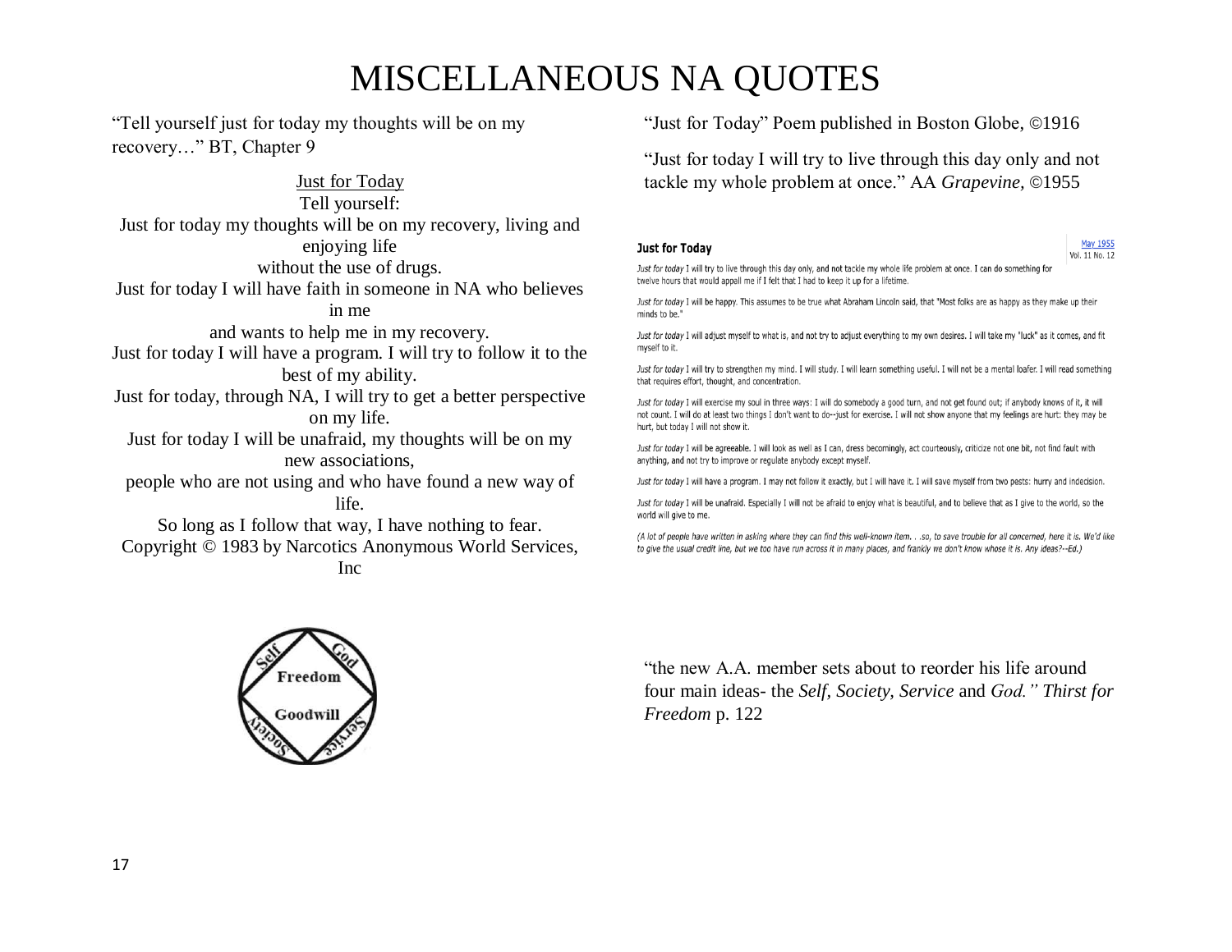# MISCELLANEOUS NA QUOTES

"Tell yourself just for today my thoughts will be on my recovery…" BT, Chapter 9

Just for Today
Tell yourself:
Just for today my thoughts will be on my recovery, living and enjoying life
without the use of drugs.
Just for today I will have faith in someone in NA who believes in me
and wants to help me in my recovery.
Just for today I will have a program. I will try to follow it to the best of my ability.
Just for today, through NA, I will try to get a better perspective on my life.
Just for today I will be unafraid, my thoughts will be on my new associations,
people who are not using and who have found a new way of life.
So long as I follow that way, I have nothing to fear.
Copyright © 1983 by Narcotics Anonymous World Services, Inc

Self — God — Society — Service — Freedom — Goodwill

"Just for Today" Poem published in Boston Globe, ©1916

"Just for today I will try to live through this day only and not tackle my whole problem at once." AA *Grapevine*, ©1955

**Just for Today**

May 1955
Vol. 11 No. 12

*Just for today* I will try to live through this day only, and not tackle my whole life problem at once. I can do something for twelve hours that would appall me if I felt that I had to keep it up for a lifetime.

*Just for today* I will be happy. This assumes to be true what Abraham Lincoln said, that "Most folks are as happy as they make up their minds to be."

*Just for today* I will adjust myself to what is, and not try to adjust everything to my own desires. I will take my "luck" as it comes, and fit myself to it.

*Just for today* I will try to strengthen my mind. I will study. I will learn something useful. I will not be a mental loafer. I will read something that requires effort, thought, and concentration.

*Just for today* I will exercise my soul in three ways: I will do somebody a good turn, and not get found out; if anybody knows of it, it will not count. I will do at least two things I don't want to do--just for exercise. I will not show anyone that my feelings are hurt: they may be hurt, but today I will not show it.

*Just for today* I will be agreeable. I will look as well as I can, dress becomingly, act courteously, criticize not one bit, not find fault with anything, and not try to improve or regulate anybody except myself.

*Just for today* I will have a program. I may not follow it exactly, but I will have it. I will save myself from two pests: hurry and indecision.

*Just for today* I will be unafraid. Especially I will not be afraid to enjoy what is beautiful, and to believe that as I give to the world, so the world will give to me.

*(A lot of people have written in asking where they can find this well-known item. . .so, to save trouble for all concerned, here it is. We'd like to give the usual credit line, but we too have run across it in many places, and frankly we don't know whose it is. Any ideas?--Ed.)*

"the new A.A. member sets about to reorder his life around four main ideas- the *Self, Society, Service* and *God." Thirst for Freedom* p. 122